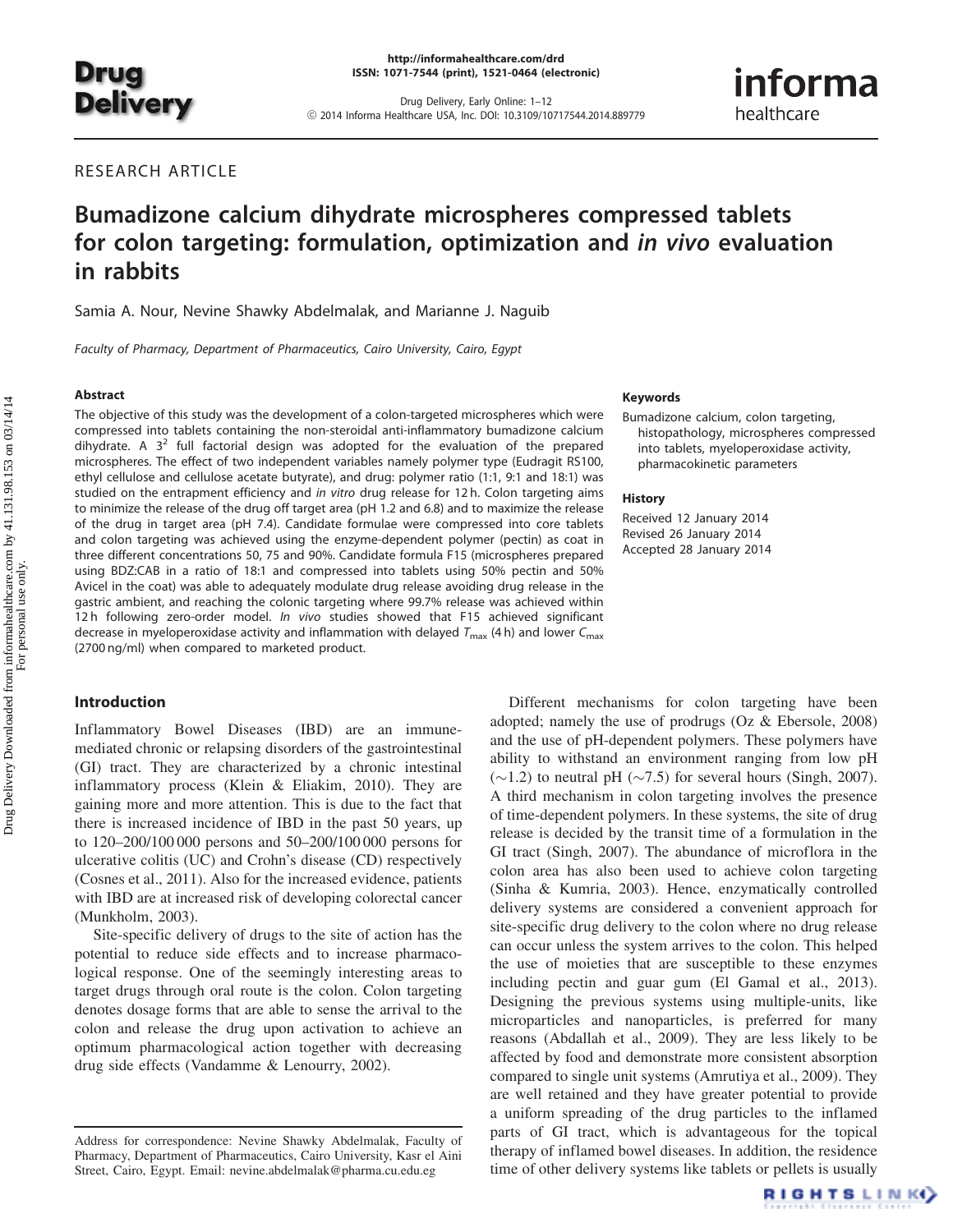RESEARCH ARTICLE

# Bumadizone calcium dihydrate microspheres compressed tablets for colon targeting: formulation, optimization and *in vivo* evaluation in rabbits

Samia A. Nour, Nevine Shawky Abdelmalak, and Marianne J. Naguib

*Faculty of Pharmacy, Department of Pharmaceutics, Cairo University, Cairo, Egypt*

## Abstract

The objective of this study was the development of a colon-targeted microspheres which were compressed into tablets containing the non-steroidal anti-inflammatory bumadizone calcium dihydrate. A $3^2$ full factorial design was adopted for the evaluation of the prepared microspheres. The effect of two independent variables namely polymer type (Eudragit RS100, ethyl cellulose and cellulose acetate butyrate), and drug: polymer ratio (1:1, 9:1 and 18:1) was studied on the entrapment efficiency and *in vitro* drug release for 12 h. Colon targeting aims to minimize the release of the drug off target area (pH 1.2 and 6.8) and to maximize the release of the drug in target area (pH 7.4). Candidate formulae were compressed into core tablets and colon targeting was achieved using the enzyme-dependent polymer (pectin) as coat in three different concentrations 50, 75 and 90%. Candidate formula F15 (microspheres prepared using BDZ:CAB in a ratio of 18:1 and compressed into tablets using 50% pectin and 50% Avicel in the coat) was able to adequately modulate drug release avoiding drug release in the gastric ambient, and reaching the colonic targeting where 99.7% release was achieved within 12 h following zero-order model. *In vivo* studies showed that F15 achieved significant decrease in myeloperoxidase activity and inflammation with delayed $T_{max}$ (4 h) and lower $C_{max}$ (2700 ng/ml) when compared to marketed product.

## Keywords

Bumadizone calcium, colon targeting, histopathology, microspheres compressed into tablets, myeloperoxidase activity, pharmacokinetic parameters

## History

Received 12 January 2014
Revised 26 January 2014
Accepted 28 January 2014

## Introduction

Inflammatory Bowel Diseases (IBD) are an immune-mediated chronic or relapsing disorders of the gastrointestinal (GI) tract. They are characterized by a chronic intestinal inflammatory process (Klein & Eliakim, 2010). They are gaining more and more attention. This is due to the fact that there is increased incidence of IBD in the past 50 years, up to 120–200/100 000 persons and 50–200/100 000 persons for ulcerative colitis (UC) and Crohn's disease (CD) respectively (Cosnes et al., 2011). Also for the increased evidence, patients with IBD are at increased risk of developing colorectal cancer (Munkholm, 2003).

Site-specific delivery of drugs to the site of action has the potential to reduce side effects and to increase pharmacological response. One of the seemingly interesting areas to target drugs through oral route is the colon. Colon targeting denotes dosage forms that are able to sense the arrival to the colon and release the drug upon activation to achieve an optimum pharmacological action together with decreasing drug side effects (Vandamme & Lenourry, 2002).

Different mechanisms for colon targeting have been adopted; namely the use of prodrugs (Oz & Ebersole, 2008) and the use of pH-dependent polymers. These polymers have ability to withstand an environment ranging from low pH (~1.2) to neutral pH (~7.5) for several hours (Singh, 2007). A third mechanism in colon targeting involves the presence of time-dependent polymers. In these systems, the site of drug release is decided by the transit time of a formulation in the GI tract (Singh, 2007). The abundance of microflora in the colon area has also been used to achieve colon targeting (Sinha & Kumria, 2003). Hence, enzymatically controlled delivery systems are considered a convenient approach for site-specific drug delivery to the colon where no drug release can occur unless the system arrives to the colon. This helped the use of moieties that are susceptible to these enzymes including pectin and guar gum (El Gamal et al., 2013). Designing the previous systems using multiple-units, like microparticles and nanoparticles, is preferred for many reasons (Abdallah et al., 2009). They are less likely to be affected by food and demonstrate more consistent absorption compared to single unit systems (Amrutiya et al., 2009). They are well retained and they have greater potential to provide a uniform spreading of the drug particles to the inflamed parts of GI tract, which is advantageous for the topical therapy of inflamed bowel diseases. In addition, the residence time of other delivery systems like tablets or pellets is usually

Address for correspondence: Nevine Shawky Abdelmalak, Faculty of Pharmacy, Department of Pharmaceutics, Cairo University, Kasr el Aini Street, Cairo, Egypt. Email: nevine.abdelmalak@pharma.cu.edu.eg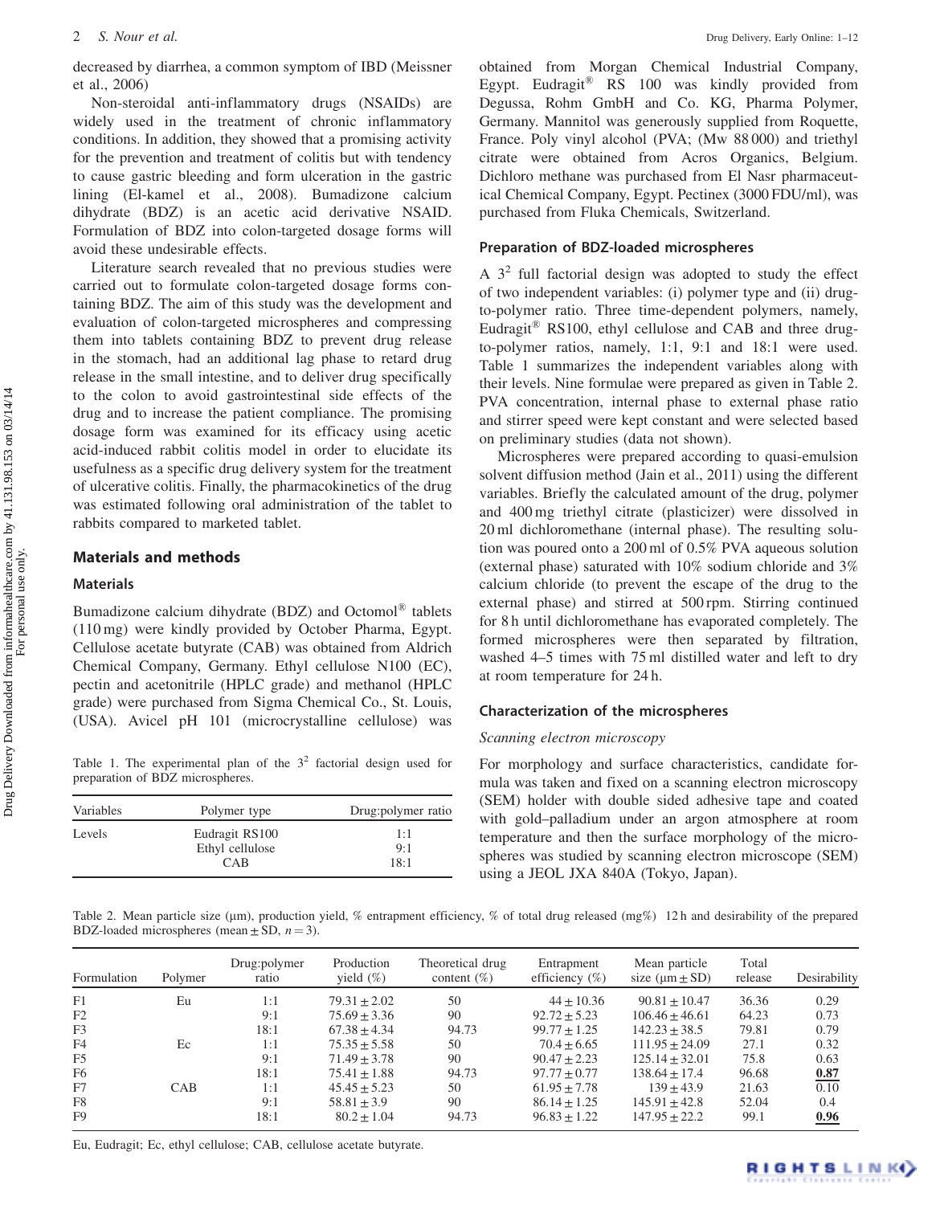decreased by diarrhea, a common symptom of IBD (Meissner et al., 2006)

Non-steroidal anti-inflammatory drugs (NSAIDs) are widely used in the treatment of chronic inflammatory conditions. In addition, they showed that a promising activity for the prevention and treatment of colitis but with tendency to cause gastric bleeding and form ulceration in the gastric lining (El-kamel et al., 2008). Bumadizone calcium dihydrate (BDZ) is an acetic acid derivative NSAID. Formulation of BDZ into colon-targeted dosage forms will avoid these undesirable effects.

Literature search revealed that no previous studies were carried out to formulate colon-targeted dosage forms containing BDZ. The aim of this study was the development and evaluation of colon-targeted microspheres and compressing them into tablets containing BDZ to prevent drug release in the stomach, had an additional lag phase to retard drug release in the small intestine, and to deliver drug specifically to the colon to avoid gastrointestinal side effects of the drug and to increase the patient compliance. The promising dosage form was examined for its efficacy using acetic acid-induced rabbit colitis model in order to elucidate its usefulness as a specific drug delivery system for the treatment of ulcerative colitis. Finally, the pharmacokinetics of the drug was estimated following oral administration of the tablet to rabbits compared to marketed tablet.

## Materials and methods

### Materials

Bumadizone calcium dihydrate (BDZ) and Octomol® tablets (110 mg) were kindly provided by October Pharma, Egypt. Cellulose acetate butyrate (CAB) was obtained from Aldrich Chemical Company, Germany. Ethyl cellulose N100 (EC), pectin and acetonitrile (HPLC grade) and methanol (HPLC grade) were purchased from Sigma Chemical Co., St. Louis, (USA). Avicel pH 101 (microcrystalline cellulose) was obtained from Morgan Chemical Industrial Company, Egypt. Eudragit® RS 100 was kindly provided from Degussa, Rohm GmbH and Co. KG, Pharma Polymer, Germany. Mannitol was generously supplied from Roquette, France. Poly vinyl alcohol (PVA; (Mw 88 000) and triethyl citrate were obtained from Acros Organics, Belgium. Dichloro methane was purchased from El Nasr pharmaceutical Chemical Company, Egypt. Pectinex (3000 FDU/ml), was purchased from Fluka Chemicals, Switzerland.

### Preparation of BDZ-loaded microspheres

A $3^2$ full factorial design was adopted to study the effect of two independent variables: (i) polymer type and (ii) drug-to-polymer ratio. Three time-dependent polymers, namely, Eudragit® RS100, ethyl cellulose and CAB and three drug-to-polymer ratios, namely, 1:1, 9:1 and 18:1 were used. Table 1 summarizes the independent variables along with their levels. Nine formulae were prepared as given in Table 2. PVA concentration, internal phase to external phase ratio and stirrer speed were kept constant and were selected based on preliminary studies (data not shown).

Microspheres were prepared according to quasi-emulsion solvent diffusion method (Jain et al., 2011) using the different variables. Briefly the calculated amount of the drug, polymer and 400 mg triethyl citrate (plasticizer) were dissolved in 20 ml dichloromethane (internal phase). The resulting solution was poured onto a 200 ml of 0.5% PVA aqueous solution (external phase) saturated with 10% sodium chloride and 3% calcium chloride (to prevent the escape of the drug to the external phase) and stirred at 500 rpm. Stirring continued for 8 h until dichloromethane has evaporated completely. The formed microspheres were then separated by filtration, washed 4–5 times with 75 ml distilled water and left to dry at room temperature for 24 h.

Table 1. The experimental plan of the $3^2$ factorial design used for preparation of BDZ microspheres.

| Variables | Polymer type | Drug:polymer ratio |
|---|---|---|
| Levels | Eudragit RS100 | 1:1 |
| | Ethyl cellulose | 9:1 |
| | CAB | 18:1 |

### Characterization of the microspheres

*Scanning electron microscopy*

For morphology and surface characteristics, candidate formula was taken and fixed on a scanning electron microscopy (SEM) holder with double sided adhesive tape and coated with gold–palladium under an argon atmosphere at room temperature and then the surface morphology of the microspheres was studied by scanning electron microscope (SEM) using a JEOL JXA 840A (Tokyo, Japan).

Table 2. Mean particle size (μm), production yield, % entrapment efficiency, % of total drug released (mg%) 12 h and desirability of the prepared BDZ-loaded microspheres (mean ± SD, $n = 3$).

| Formulation | Polymer | Drug:polymer ratio | Production yield (%) | Theoretical drug content (%) | Entrapment efficiency (%) | Mean particle size (μm ± SD) | Total release | Desirability |
|---|---|---|---|---|---|---|---|---|
| F1 | Eu | 1:1 | 79.31 ± 2.02 | 50 | 44 ± 10.36 | 90.81 ± 10.47 | 36.36 | 0.29 |
| F2 | | 9:1 | 75.69 ± 3.36 | 90 | 92.72 ± 5.23 | 106.46 ± 46.61 | 64.23 | 0.73 |
| F3 | | 18:1 | 67.38 ± 4.34 | 94.73 | 99.77 ± 1.25 | 142.23 ± 38.5 | 79.81 | 0.79 |
| F4 | Ec | 1:1 | 75.35 ± 5.58 | 50 | 70.4 ± 6.65 | 111.95 ± 24.09 | 27.1 | 0.32 |
| F5 | | 9:1 | 71.49 ± 3.78 | 90 | 90.47 ± 2.23 | 125.14 ± 32.01 | 75.8 | 0.63 |
| F6 | | 18:1 | 75.41 ± 1.88 | 94.73 | 97.77 ± 0.77 | 138.64 ± 17.4 | 96.68 | **0.87** |
| F7 | CAB | 1:1 | 45.45 ± 5.23 | 50 | 61.95 ± 7.78 | 139 ± 43.9 | 21.63 | 0.10 |
| F8 | | 9:1 | 58.81 ± 3.9 | 90 | 86.14 ± 1.25 | 145.91 ± 42.8 | 52.04 | 0.4 |
| F9 | | 18:1 | 80.2 ± 1.04 | 94.73 | 96.83 ± 1.22 | 147.95 ± 22.2 | 99.1 | **0.96** |

Eu, Eudragit; Ec, ethyl cellulose; CAB, cellulose acetate butyrate.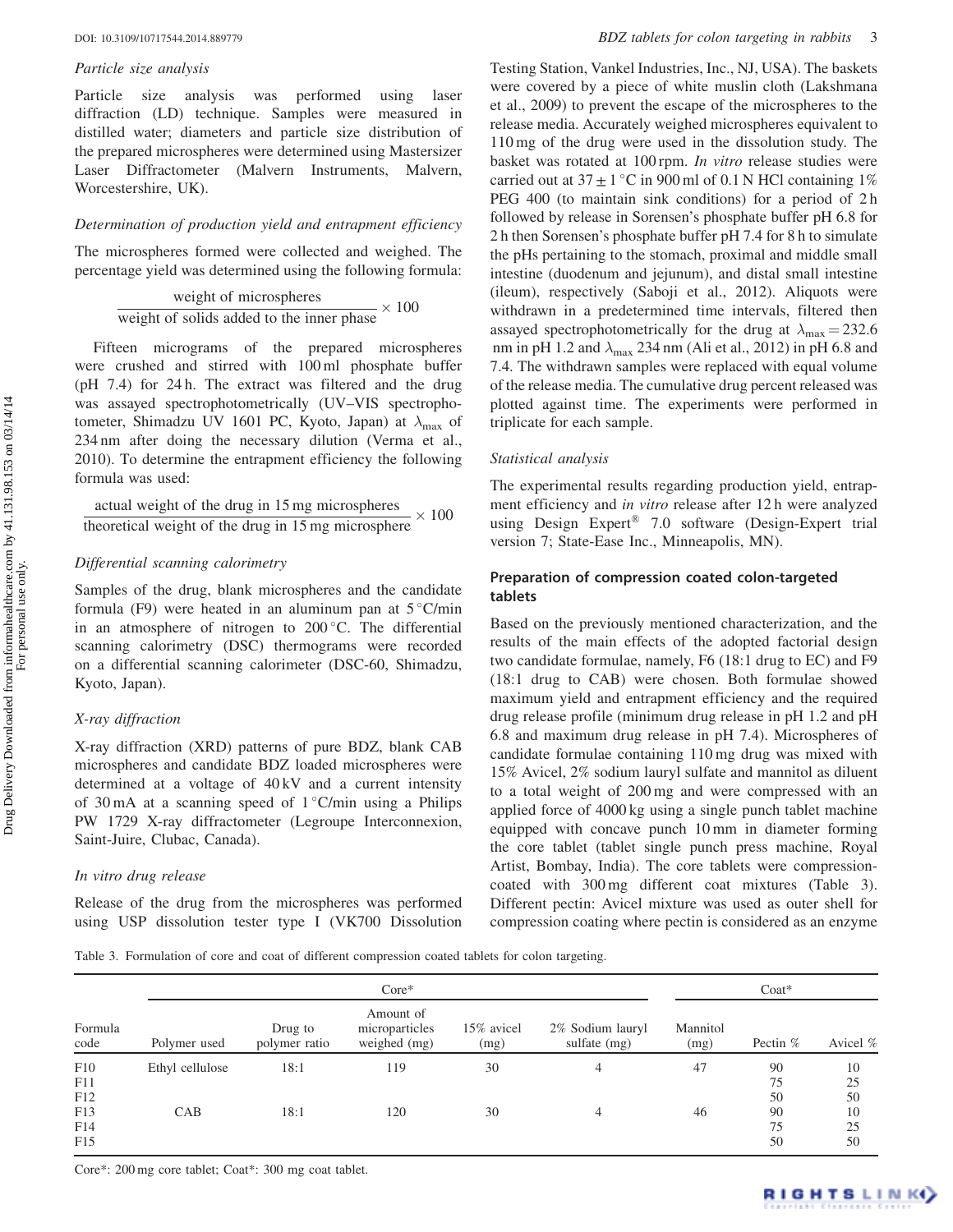### Particle size analysis

Particle size analysis was performed using laser diffraction (LD) technique. Samples were measured in distilled water; diameters and particle size distribution of the prepared microspheres were determined using Mastersizer Laser Diffractometer (Malvern Instruments, Malvern, Worcestershire, UK).

### Determination of production yield and entrapment efficiency

The microspheres formed were collected and weighed. The percentage yield was determined using the following formula:

$$\frac{\text{weight of microspheres}}{\text{weight of solids added to the inner phase}} \times 100$$

Fifteen micrograms of the prepared microspheres were crushed and stirred with 100 ml phosphate buffer (pH 7.4) for 24 h. The extract was filtered and the drug was assayed spectrophotometrically (UV–VIS spectrophotometer, Shimadzu UV 1601 PC, Kyoto, Japan) at $\lambda_{max}$ of 234 nm after doing the necessary dilution (Verma et al., 2010). To determine the entrapment efficiency the following formula was used:

$$\frac{\text{actual weight of the drug in 15 mg microspheres}}{\text{theoretical weight of the drug in 15 mg microsphere}} \times 100$$

### Differential scanning calorimetry

Samples of the drug, blank microspheres and the candidate formula (F9) were heated in an aluminum pan at 5 °C/min in an atmosphere of nitrogen to 200 °C. The differential scanning calorimetry (DSC) thermograms were recorded on a differential scanning calorimeter (DSC-60, Shimadzu, Kyoto, Japan).

### X-ray diffraction

X-ray diffraction (XRD) patterns of pure BDZ, blank CAB microspheres and candidate BDZ loaded microspheres were determined at a voltage of 40 kV and a current intensity of 30 mA at a scanning speed of 1 °C/min using a Philips PW 1729 X-ray diffractometer (Legroupe Interconnexion, Saint-Juire, Clubac, Canada).

### In vitro drug release

Release of the drug from the microspheres was performed using USP dissolution tester type I (VK700 Dissolution Testing Station, Vankel Industries, Inc., NJ, USA). The baskets were covered by a piece of white muslin cloth (Lakshmana et al., 2009) to prevent the escape of the microspheres to the release media. Accurately weighed microspheres equivalent to 110 mg of the drug were used in the dissolution study. The basket was rotated at 100 rpm. *In vitro* release studies were carried out at 37 ± 1 °C in 900 ml of 0.1 N HCl containing 1% PEG 400 (to maintain sink conditions) for a period of 2 h followed by release in Sorensen's phosphate buffer pH 6.8 for 2 h then Sorensen's phosphate buffer pH 7.4 for 8 h to simulate the pHs pertaining to the stomach, proximal and middle small intestine (duodenum and jejunum), and distal small intestine (ileum), respectively (Saboji et al., 2012). Aliquots were withdrawn in a predetermined time intervals, filtered then assayed spectrophotometrically for the drug at $\lambda_{max}$ = 232.6 nm in pH 1.2 and $\lambda_{max}$ 234 nm (Ali et al., 2012) in pH 6.8 and 7.4. The withdrawn samples were replaced with equal volume of the release media. The cumulative drug percent released was plotted against time. The experiments were performed in triplicate for each sample.

### Statistical analysis

The experimental results regarding production yield, entrapment efficiency and *in vitro* release after 12 h were analyzed using Design Expert® 7.0 software (Design-Expert trial version 7; State-Ease Inc., Minneapolis, MN).

## Preparation of compression coated colon-targeted tablets

Based on the previously mentioned characterization, and the results of the main effects of the adopted factorial design two candidate formulae, namely, F6 (18:1 drug to EC) and F9 (18:1 drug to CAB) were chosen. Both formulae showed maximum yield and entrapment efficiency and the required drug release profile (minimum drug release in pH 1.2 and pH 6.8 and maximum drug release in pH 7.4). Microspheres of candidate formulae containing 110 mg drug was mixed with 15% Avicel, 2% sodium lauryl sulfate and mannitol as diluent to a total weight of 200 mg and were compressed with an applied force of 4000 kg using a single punch tablet machine equipped with concave punch 10 mm in diameter forming the core tablet (tablet single punch press machine, Royal Artist, Bombay, India). The core tablets were compression-coated with 300 mg different coat mixtures (Table 3). Different pectin: Avicel mixture was used as outer shell for compression coating where pectin is considered as an enzyme

Table 3. Formulation of core and coat of different compression coated tablets for colon targeting.

| | Core* | | | | | | Coat* | |
|---|---|---|---|---|---|---|---|---|
| Formula code | Polymer used | Drug to polymer ratio | Amount of microparticles weighed (mg) | 15% avicel (mg) | 2% Sodium lauryl sulfate (mg) | Mannitol (mg) | Pectin % | Avicel % |
| F10 | Ethyl cellulose | 18:1 | 119 | 30 | 4 | 47 | 90 | 10 |
| F11 | | | | | | | 75 | 25 |
| F12 | | | | | | | 50 | 50 |
| F13 | CAB | 18:1 | 120 | 30 | 4 | 46 | 90 | 10 |
| F14 | | | | | | | 75 | 25 |
| F15 | | | | | | | 50 | 50 |

Core*: 200 mg core tablet; Coat*: 300 mg coat tablet.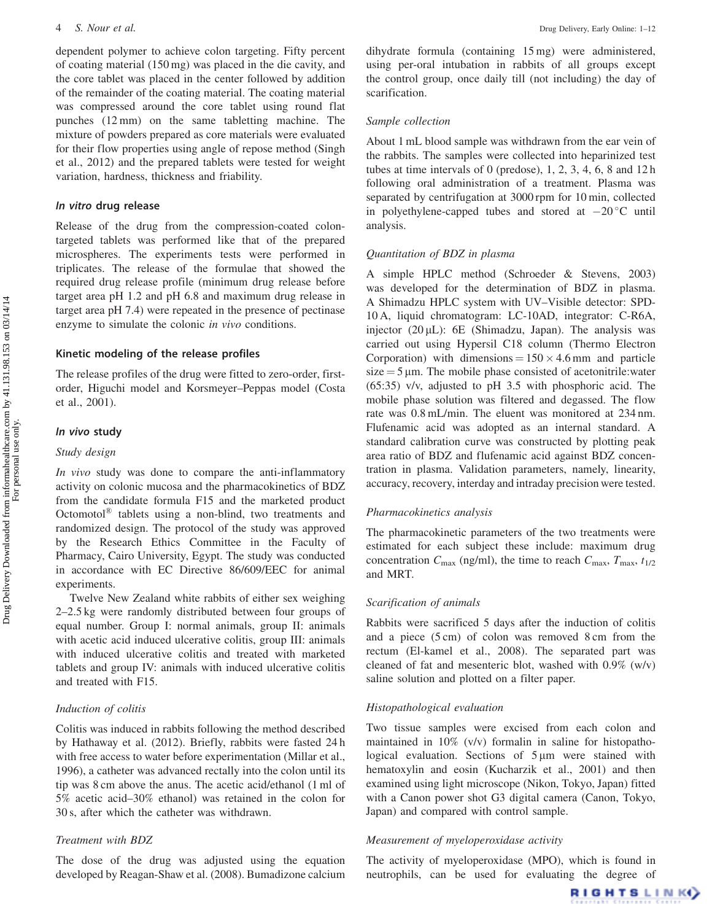dependent polymer to achieve colon targeting. Fifty percent of coating material (150 mg) was placed in the die cavity, and the core tablet was placed in the center followed by addition of the remainder of the coating material. The coating material was compressed around the core tablet using round flat punches (12 mm) on the same tabletting machine. The mixture of powders prepared as core materials were evaluated for their flow properties using angle of repose method (Singh et al., 2012) and the prepared tablets were tested for weight variation, hardness, thickness and friability.

### *In vitro* drug release

Release of the drug from the compression-coated colon-targeted tablets was performed like that of the prepared microspheres. The experiments tests were performed in triplicates. The release of the formulae that showed the required drug release profile (minimum drug release before target area pH 1.2 and pH 6.8 and maximum drug release in target area pH 7.4) were repeated in the presence of pectinase enzyme to simulate the colonic *in vivo* conditions.

### Kinetic modeling of the release profiles

The release profiles of the drug were fitted to zero-order, first-order, Higuchi model and Korsmeyer–Peppas model (Costa et al., 2001).

### *In vivo* study

#### *Study design*

*In vivo* study was done to compare the anti-inflammatory activity on colonic mucosa and the pharmacokinetics of BDZ from the candidate formula F15 and the marketed product Octomotol® tablets using a non-blind, two treatments and randomized design. The protocol of the study was approved by the Research Ethics Committee in the Faculty of Pharmacy, Cairo University, Egypt. The study was conducted in accordance with EC Directive 86/609/EEC for animal experiments.

Twelve New Zealand white rabbits of either sex weighing 2–2.5 kg were randomly distributed between four groups of equal number. Group I: normal animals, group II: animals with acetic acid induced ulcerative colitis, group III: animals with induced ulcerative colitis and treated with marketed tablets and group IV: animals with induced ulcerative colitis and treated with F15.

#### *Induction of colitis*

Colitis was induced in rabbits following the method described by Hathaway et al. (2012). Briefly, rabbits were fasted 24 h with free access to water before experimentation (Millar et al., 1996), a catheter was advanced rectally into the colon until its tip was 8 cm above the anus. The acetic acid/ethanol (1 ml of 5% acetic acid–30% ethanol) was retained in the colon for 30 s, after which the catheter was withdrawn.

#### *Treatment with BDZ*

The dose of the drug was adjusted using the equation developed by Reagan-Shaw et al. (2008). Bumadizone calcium dihydrate formula (containing 15 mg) were administered, using per-oral intubation in rabbits of all groups except the control group, once daily till (not including) the day of scarification.

#### *Sample collection*

About 1 mL blood sample was withdrawn from the ear vein of the rabbits. The samples were collected into heparinized test tubes at time intervals of 0 (predose), 1, 2, 3, 4, 6, 8 and 12 h following oral administration of a treatment. Plasma was separated by centrifugation at 3000 rpm for 10 min, collected in polyethylene-capped tubes and stored at −20 °C until analysis.

#### *Quantitation of BDZ in plasma*

A simple HPLC method (Schroeder & Stevens, 2003) was developed for the determination of BDZ in plasma. A Shimadzu HPLC system with UV–Visible detector: SPD-10 A, liquid chromatogram: LC-10AD, integrator: C-R6A, injector (20 μL): 6E (Shimadzu, Japan). The analysis was carried out using Hypersil C18 column (Thermo Electron Corporation) with dimensions = 150 × 4.6 mm and particle size = 5 μm. The mobile phase consisted of acetonitrile:water (65:35) v/v, adjusted to pH 3.5 with phosphoric acid. The mobile phase solution was filtered and degassed. The flow rate was 0.8 mL/min. The eluent was monitored at 234 nm. Flufenamic acid was adopted as an internal standard. A standard calibration curve was constructed by plotting peak area ratio of BDZ and flufenamic acid against BDZ concentration in plasma. Validation parameters, namely, linearity, accuracy, recovery, interday and intraday precision were tested.

#### *Pharmacokinetics analysis*

The pharmacokinetic parameters of the two treatments were estimated for each subject these include: maximum drug concentration $C_{max}$ (ng/ml), the time to reach $C_{max}$, $T_{max}$, $t_{1/2}$ and MRT.

#### *Scarification of animals*

Rabbits were sacrificed 5 days after the induction of colitis and a piece (5 cm) of colon was removed 8 cm from the rectum (El-kamel et al., 2008). The separated part was cleaned of fat and mesenteric blot, washed with 0.9% (w/v) saline solution and plotted on a filter paper.

#### *Histopathological evaluation*

Two tissue samples were excised from each colon and maintained in 10% (v/v) formalin in saline for histopathological evaluation. Sections of 5 μm were stained with hematoxylin and eosin (Kucharzik et al., 2001) and then examined using light microscope (Nikon, Tokyo, Japan) fitted with a Canon power shot G3 digital camera (Canon, Tokyo, Japan) and compared with control sample.

#### *Measurement of myeloperoxidase activity*

The activity of myeloperoxidase (MPO), which is found in neutrophils, can be used for evaluating the degree of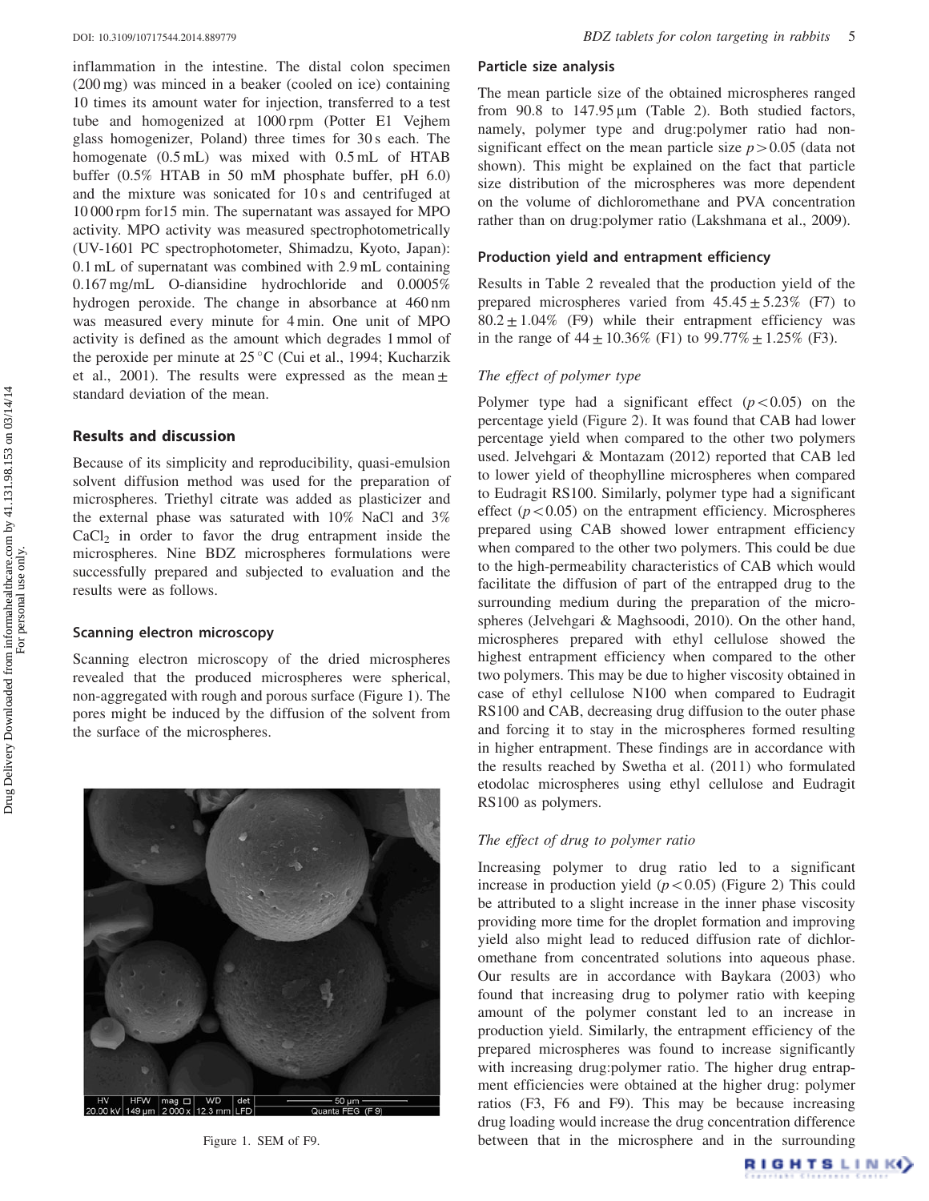inflammation in the intestine. The distal colon specimen (200 mg) was minced in a beaker (cooled on ice) containing 10 times its amount water for injection, transferred to a test tube and homogenized at 1000 rpm (Potter E1 Vejhem glass homogenizer, Poland) three times for 30 s each. The homogenate (0.5 mL) was mixed with 0.5 mL of HTAB buffer (0.5% HTAB in 50 mM phosphate buffer, pH 6.0) and the mixture was sonicated for 10 s and centrifuged at 10 000 rpm for15 min. The supernatant was assayed for MPO activity. MPO activity was measured spectrophotometrically (UV-1601 PC spectrophotometer, Shimadzu, Kyoto, Japan): 0.1 mL of supernatant was combined with 2.9 mL containing 0.167 mg/mL O-diansidine hydrochloride and 0.0005% hydrogen peroxide. The change in absorbance at 460 nm was measured every minute for 4 min. One unit of MPO activity is defined as the amount which degrades 1 mmol of the peroxide per minute at 25 °C (Cui et al., 1994; Kucharzik et al., 2001). The results were expressed as the mean ± standard deviation of the mean.

## Results and discussion

Because of its simplicity and reproducibility, quasi-emulsion solvent diffusion method was used for the preparation of microspheres. Triethyl citrate was added as plasticizer and the external phase was saturated with 10% NaCl and 3% $CaCl_2$ in order to favor the drug entrapment inside the microspheres. Nine BDZ microspheres formulations were successfully prepared and subjected to evaluation and the results were as follows.

### Scanning electron microscopy

Scanning electron microscopy of the dried microspheres revealed that the produced microspheres were spherical, non-aggregated with rough and porous surface (Figure 1). The pores might be induced by the diffusion of the solvent from the surface of the microspheres.

Figure 1. SEM of F9.

### Particle size analysis

The mean particle size of the obtained microspheres ranged from 90.8 to 147.95 µm (Table 2). Both studied factors, namely, polymer type and drug:polymer ratio had non-significant effect on the mean particle size $p > 0.05$ (data not shown). This might be explained on the fact that particle size distribution of the microspheres was more dependent on the volume of dichloromethane and PVA concentration rather than on drug:polymer ratio (Lakshmana et al., 2009).

### Production yield and entrapment efficiency

Results in Table 2 revealed that the production yield of the prepared microspheres varied from 45.45 ± 5.23% (F7) to 80.2 ± 1.04% (F9) while their entrapment efficiency was in the range of 44 ± 10.36% (F1) to 99.77% ± 1.25% (F3).

#### *The effect of polymer type*

Polymer type had a significant effect ($p < 0.05$) on the percentage yield (Figure 2). It was found that CAB had lower percentage yield when compared to the other two polymers used. Jelvehgari & Montazam (2012) reported that CAB led to lower yield of theophylline microspheres when compared to Eudragit RS100. Similarly, polymer type had a significant effect ($p < 0.05$) on the entrapment efficiency. Microspheres prepared using CAB showed lower entrapment efficiency when compared to the other two polymers. This could be due to the high-permeability characteristics of CAB which would facilitate the diffusion of part of the entrapped drug to the surrounding medium during the preparation of the microspheres (Jelvehgari & Maghsoodi, 2010). On the other hand, microspheres prepared with ethyl cellulose showed the highest entrapment efficiency when compared to the other two polymers. This may be due to higher viscosity obtained in case of ethyl cellulose N100 when compared to Eudragit RS100 and CAB, decreasing drug diffusion to the outer phase and forcing it to stay in the microspheres formed resulting in higher entrapment. These findings are in accordance with the results reached by Swetha et al. (2011) who formulated etodolac microspheres using ethyl cellulose and Eudragit RS100 as polymers.

#### *The effect of drug to polymer ratio*

Increasing polymer to drug ratio led to a significant increase in production yield ($p < 0.05$) (Figure 2) This could be attributed to a slight increase in the inner phase viscosity providing more time for the droplet formation and improving yield also might lead to reduced diffusion rate of dichloromethane from concentrated solutions into aqueous phase. Our results are in accordance with Baykara (2003) who found that increasing drug to polymer ratio with keeping amount of the polymer constant led to an increase in production yield. Similarly, the entrapment efficiency of the prepared microspheres was found to increase significantly with increasing drug:polymer ratio. The higher drug entrapment efficiencies were obtained at the higher drug: polymer ratios (F3, F6 and F9). This may be because increasing drug loading would increase the drug concentration difference between that in the microsphere and in the surrounding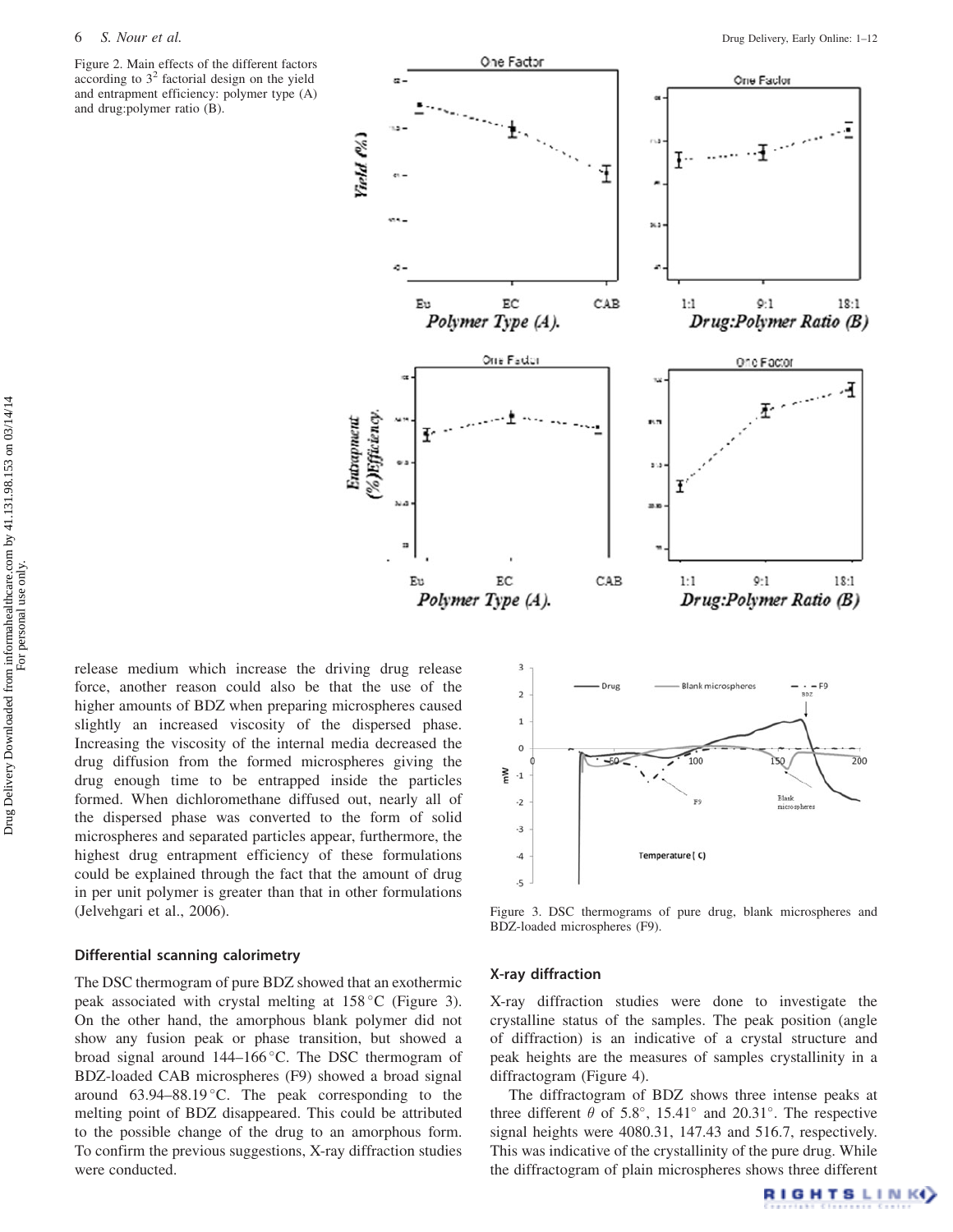Figure 2. Main effects of the different factors according to $3^2$ factorial design on the yield and entrapment efficiency: polymer type (A) and drug:polymer ratio (B).

release medium which increase the driving drug release force, another reason could also be that the use of the higher amounts of BDZ when preparing microspheres caused slightly an increased viscosity of the dispersed phase. Increasing the viscosity of the internal media decreased the drug diffusion from the formed microspheres giving the drug enough time to be entrapped inside the particles formed. When dichloromethane diffused out, nearly all of the dispersed phase was converted to the form of solid microspheres and separated particles appear, furthermore, the highest drug entrapment efficiency of these formulations could be explained through the fact that the amount of drug in per unit polymer is greater than that in other formulations (Jelvehgari et al., 2006).

### Differential scanning calorimetry

The DSC thermogram of pure BDZ showed that an exothermic peak associated with crystal melting at 158 °C (Figure 3). On the other hand, the amorphous blank polymer did not show any fusion peak or phase transition, but showed a broad signal around 144–166 °C. The DSC thermogram of BDZ-loaded CAB microspheres (F9) showed a broad signal around 63.94–88.19 °C. The peak corresponding to the melting point of BDZ disappeared. This could be attributed to the possible change of the drug to an amorphous form. To confirm the previous suggestions, X-ray diffraction studies were conducted.

Figure 3. DSC thermograms of pure drug, blank microspheres and BDZ-loaded microspheres (F9).

### X-ray diffraction

X-ray diffraction studies were done to investigate the crystalline status of the samples. The peak position (angle of diffraction) is an indicative of a crystal structure and peak heights are the measures of samples crystallinity in a diffractogram (Figure 4).

The diffractogram of BDZ shows three intense peaks at three different $\theta$ of 5.8°, 15.41° and 20.31°. The respective signal heights were 4080.31, 147.43 and 516.7, respectively. This was indicative of the crystallinity of the pure drug. While the diffractogram of plain microspheres shows three different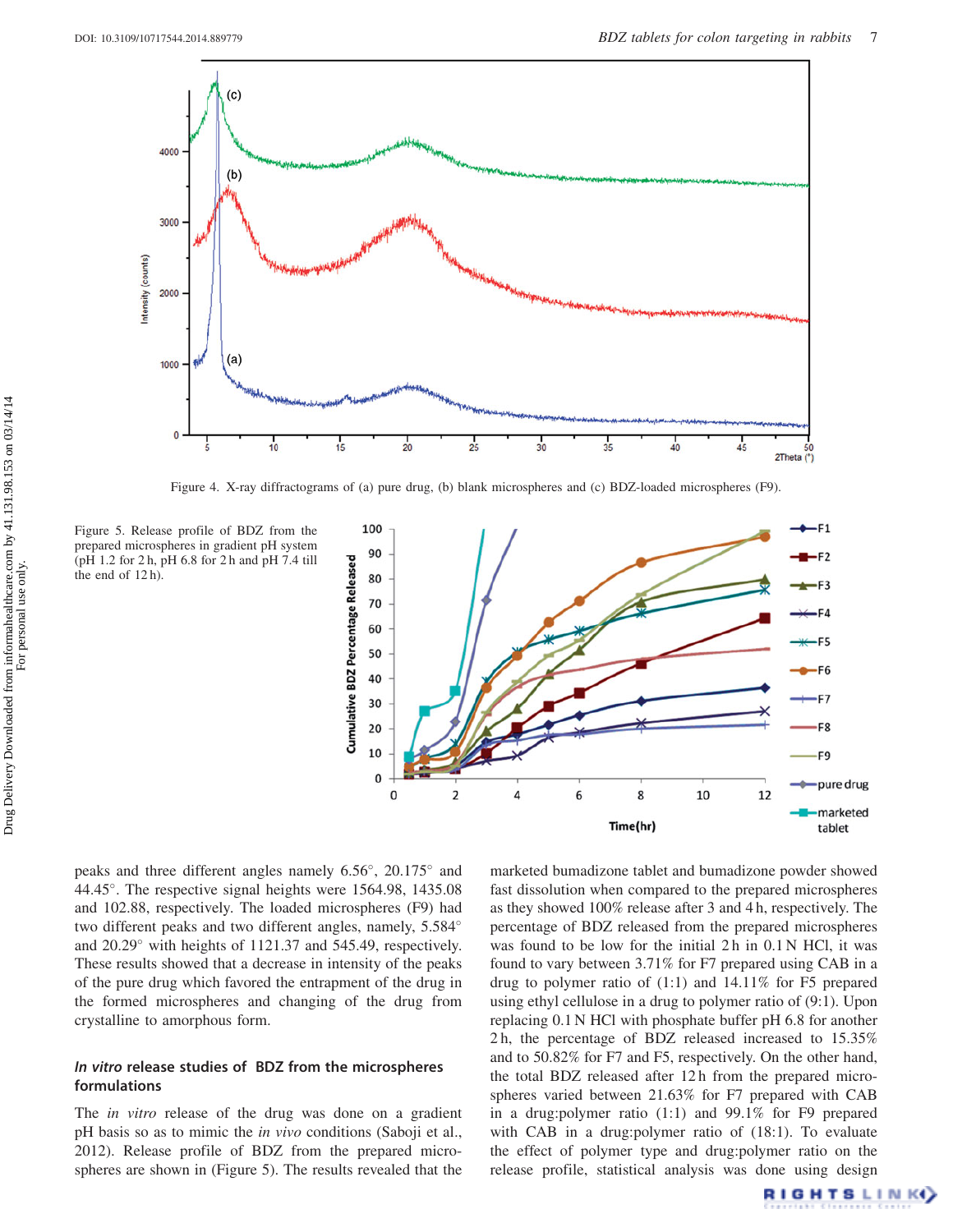Figure 4. X-ray diffractograms of (a) pure drug, (b) blank microspheres and (c) BDZ-loaded microspheres (F9).

Figure 5. Release profile of BDZ from the prepared microspheres in gradient pH system (pH 1.2 for 2 h, pH 6.8 for 2 h and pH 7.4 till the end of 12 h).

peaks and three different angles namely 6.56°, 20.175° and 44.45°. The respective signal heights were 1564.98, 1435.08 and 102.88, respectively. The loaded microspheres (F9) had two different peaks and two different angles, namely, 5.584° and 20.29° with heights of 1121.37 and 545.49, respectively. These results showed that a decrease in intensity of the peaks of the pure drug which favored the entrapment of the drug in the formed microspheres and changing of the drug from crystalline to amorphous form.

### *In vitro* release studies of BDZ from the microspheres formulations

The *in vitro* release of the drug was done on a gradient pH basis so as to mimic the *in vivo* conditions (Saboji et al., 2012). Release profile of BDZ from the prepared microspheres are shown in (Figure 5). The results revealed that the marketed bumadizone tablet and bumadizone powder showed fast dissolution when compared to the prepared microspheres as they showed 100% release after 3 and 4 h, respectively. The percentage of BDZ released from the prepared microspheres was found to be low for the initial 2 h in 0.1 N HCl, it was found to vary between 3.71% for F7 prepared using CAB in a drug to polymer ratio of (1:1) and 14.11% for F5 prepared using ethyl cellulose in a drug to polymer ratio of (9:1). Upon replacing 0.1 N HCl with phosphate buffer pH 6.8 for another 2 h, the percentage of BDZ released increased to 15.35% and to 50.82% for F7 and F5, respectively. On the other hand, the total BDZ released after 12 h from the prepared microspheres varied between 21.63% for F7 prepared with CAB in a drug:polymer ratio (1:1) and 99.1% for F9 prepared with CAB in a drug:polymer ratio of (18:1). To evaluate the effect of polymer type and drug:polymer ratio on the release profile, statistical analysis was done using design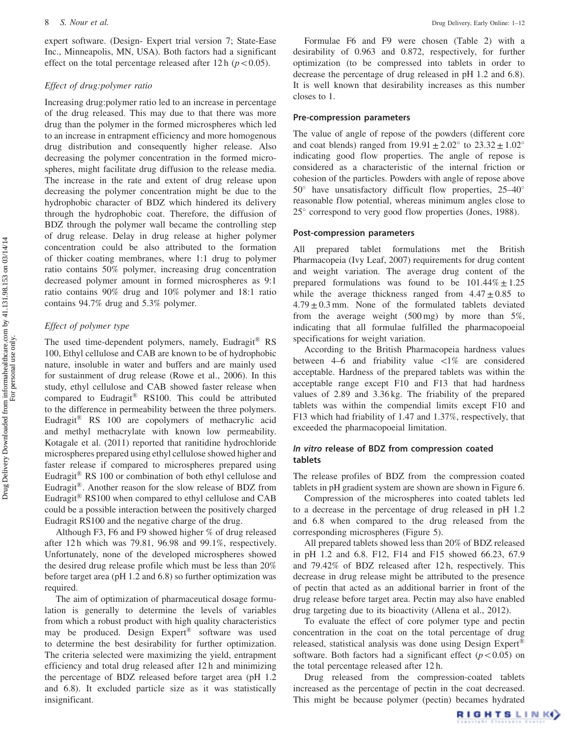expert software. (Design- Expert trial version 7; State-Ease Inc., Minneapolis, MN, USA). Both factors had a significant effect on the total percentage released after 12 h ($p < 0.05$).

### *Effect of drug:polymer ratio*

Increasing drug:polymer ratio led to an increase in percentage of the drug released. This may due to that there was more drug than the polymer in the formed microspheres which led to an increase in entrapment efficiency and more homogenous drug distribution and consequently higher release. Also decreasing the polymer concentration in the formed microspheres, might facilitate drug diffusion to the release media. The increase in the rate and extent of drug release upon decreasing the polymer concentration might be due to the hydrophobic character of BDZ which hindered its delivery through the hydrophobic coat. Therefore, the diffusion of BDZ through the polymer wall became the controlling step of drug release. Delay in drug release at higher polymer concentration could be also attributed to the formation of thicker coating membranes, where 1:1 drug to polymer ratio contains 50% polymer, increasing drug concentration decreased polymer amount in formed microspheres as 9:1 ratio contains 90% drug and 10% polymer and 18:1 ratio contains 94.7% drug and 5.3% polymer.

### *Effect of polymer type*

The used time-dependent polymers, namely, Eudragit® RS 100, Ethyl cellulose and CAB are known to be of hydrophobic nature, insoluble in water and buffers and are mainly used for sustainment of drug release (Rowe et al., 2006). In this study, ethyl cellulose and CAB showed faster release when compared to Eudragit® RS100. This could be attributed to the difference in permeability between the three polymers. Eudragit® RS 100 are copolymers of methacrylic acid and methyl methacrylate with known low permeability. Kotagale et al. (2011) reported that ranitidine hydrochloride microspheres prepared using ethyl cellulose showed higher and faster release if compared to microspheres prepared using Eudragit® RS 100 or combination of both ethyl cellulose and Eudragit®. Another reason for the slow release of BDZ from Eudragit® RS100 when compared to ethyl cellulose and CAB could be a possible interaction between the positively charged Eudragit RS100 and the negative charge of the drug.

Although F3, F6 and F9 showed higher % of drug released after 12 h which was 79.81, 96.98 and 99.1%, respectively. Unfortunately, none of the developed microspheres showed the desired drug release profile which must be less than 20% before target area (pH 1.2 and 6.8) so further optimization was required.

The aim of optimization of pharmaceutical dosage formulation is generally to determine the levels of variables from which a robust product with high quality characteristics may be produced. Design Expert® software was used to determine the best desirability for further optimization. The criteria selected were maximizing the yield, entrapment efficiency and total drug released after 12 h and minimizing the percentage of BDZ released before target area (pH 1.2 and 6.8). It excluded particle size as it was statistically insignificant.

Formulae F6 and F9 were chosen (Table 2) with a desirability of 0.963 and 0.872, respectively, for further optimization (to be compressed into tablets in order to decrease the percentage of drug released in pH 1.2 and 6.8). It is well known that desirability increases as this number closes to 1.

## Pre-compression parameters

The value of angle of repose of the powders (different core and coat blends) ranged from $19.91 \pm 2.02°$ to $23.32 \pm 1.02°$ indicating good flow properties. The angle of repose is considered as a characteristic of the internal friction or cohesion of the particles. Powders with angle of repose above 50° have unsatisfactory difficult flow properties, 25–40° reasonable flow potential, whereas minimum angles close to 25° correspond to very good flow properties (Jones, 1988).

## Post-compression parameters

All prepared tablet formulations met the British Pharmacopeia (Ivy Leaf, 2007) requirements for drug content and weight variation. The average drug content of the prepared formulations was found to be $101.44\% \pm 1.25$ while the average thickness ranged from $4.47 \pm 0.85$ to $4.79 \pm 0.3$ mm. None of the formulated tablets deviated from the average weight (500 mg) by more than 5%, indicating that all formulae fulfilled the pharmacopoeial specifications for weight variation.

According to the British Pharmacopeia hardness values between 4–6 and friability value <1% are considered acceptable. Hardness of the prepared tablets was within the acceptable range except F10 and F13 that had hardness values of 2.89 and 3.36 kg. The friability of the prepared tablets was within the compendial limits except F10 and F13 which had friability of 1.47 and 1.37%, respectively, that exceeded the pharmacopoeial limitation.

## *In vitro* release of BDZ from compression coated tablets

The release profiles of BDZ from the compression coated tablets in pH gradient system are shown are shown in Figure 6.

Compression of the microspheres into coated tablets led to a decrease in the percentage of drug released in pH 1.2 and 6.8 when compared to the drug released from the corresponding microspheres (Figure 5).

All prepared tablets showed less than 20% of BDZ released in pH 1.2 and 6.8. F12, F14 and F15 showed 66.23, 67.9 and 79.42% of BDZ released after 12 h, respectively. This decrease in drug release might be attributed to the presence of pectin that acted as an additional barrier in front of the drug release before target area. Pectin may also have enabled drug targeting due to its bioactivity (Allena et al., 2012).

To evaluate the effect of core polymer type and pectin concentration in the coat on the total percentage of drug released, statistical analysis was done using Design Expert® software. Both factors had a significant effect ($p < 0.05$) on the total percentage released after 12 h.

Drug released from the compression-coated tablets increased as the percentage of pectin in the coat decreased. This might be because polymer (pectin) becames hydrated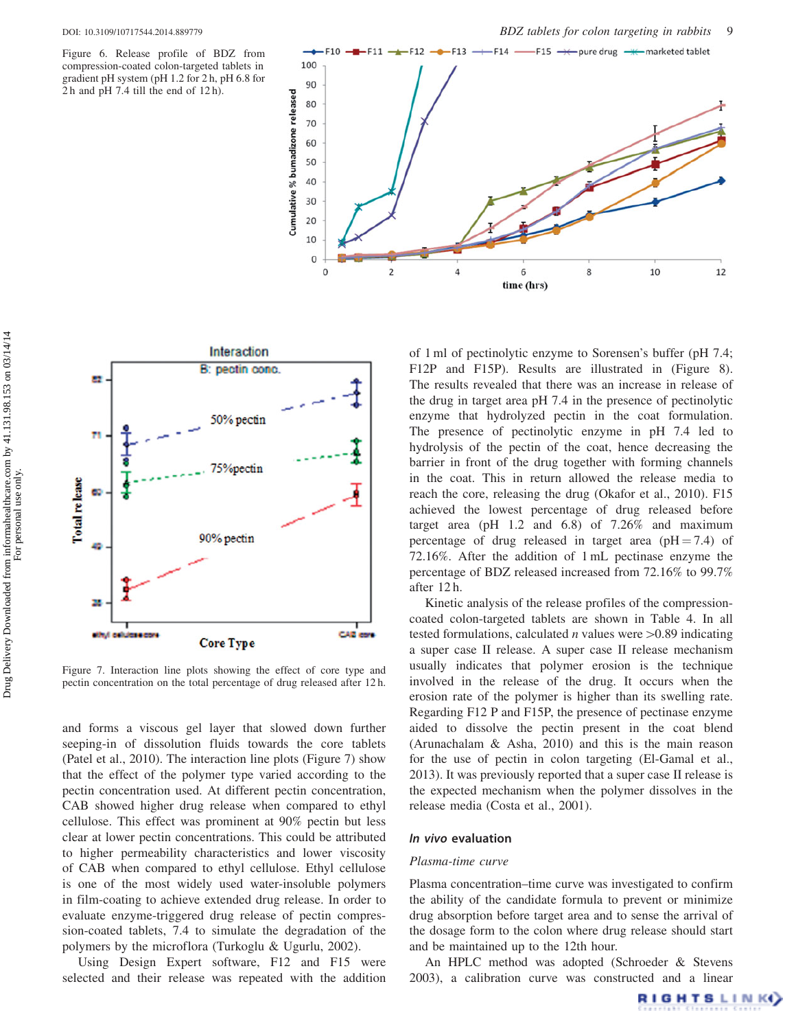Figure 6. Release profile of BDZ from compression-coated colon-targeted tablets in gradient pH system (pH 1.2 for 2 h, pH 6.8 for 2 h and pH 7.4 till the end of 12 h).

Figure 7. Interaction line plots showing the effect of core type and pectin concentration on the total percentage of drug released after 12 h.

and forms a viscous gel layer that slowed down further seeping-in of dissolution fluids towards the core tablets (Patel et al., 2010). The interaction line plots (Figure 7) show that the effect of the polymer type varied according to the pectin concentration used. At different pectin concentration, CAB showed higher drug release when compared to ethyl cellulose. This effect was prominent at 90% pectin but less clear at lower pectin concentrations. This could be attributed to higher permeability characteristics and lower viscosity of CAB when compared to ethyl cellulose. Ethyl cellulose is one of the most widely used water-insoluble polymers in film-coating to achieve extended drug release. In order to evaluate enzyme-triggered drug release of pectin compression-coated tablets, 7.4 to simulate the degradation of the polymers by the microflora (Turkoglu & Ugurlu, 2002).

Using Design Expert software, F12 and F15 were selected and their release was repeated with the addition of 1 ml of pectinolytic enzyme to Sorensen's buffer (pH 7.4; F12P and F15P). Results are illustrated in (Figure 8). The results revealed that there was an increase in release of the drug in target area pH 7.4 in the presence of pectinolytic enzyme that hydrolyzed pectin in the coat formulation. The presence of pectinolytic enzyme in pH 7.4 led to hydrolysis of the pectin of the coat, hence decreasing the barrier in front of the drug together with forming channels in the coat. This in return allowed the release media to reach the core, releasing the drug (Okafor et al., 2010). F15 achieved the lowest percentage of drug released before target area (pH 1.2 and 6.8) of 7.26% and maximum percentage of drug released in target area (pH = 7.4) of 72.16%. After the addition of 1 mL pectinase enzyme the percentage of BDZ released increased from 72.16% to 99.7% after 12 h.

Kinetic analysis of the release profiles of the compression-coated colon-targeted tablets are shown in Table 4. In all tested formulations, calculated *n* values were >0.89 indicating a super case II release. A super case II release mechanism usually indicates that polymer erosion is the technique involved in the release of the drug. It occurs when the erosion rate of the polymer is higher than its swelling rate. Regarding F12 P and F15P, the presence of pectinase enzyme aided to dissolve the pectin present in the coat blend (Arunachalam & Asha, 2010) and this is the main reason for the use of pectin in colon targeting (El-Gamal et al., 2013). It was previously reported that a super case II release is the expected mechanism when the polymer dissolves in the release media (Costa et al., 2001).

## *In vivo* evaluation

### *Plasma-time curve*

Plasma concentration–time curve was investigated to confirm the ability of the candidate formula to prevent or minimize drug absorption before target area and to sense the arrival of the dosage form to the colon where drug release should start and be maintained up to the 12th hour.

An HPLC method was adopted (Schroeder & Stevens 2003), a calibration curve was constructed and a linear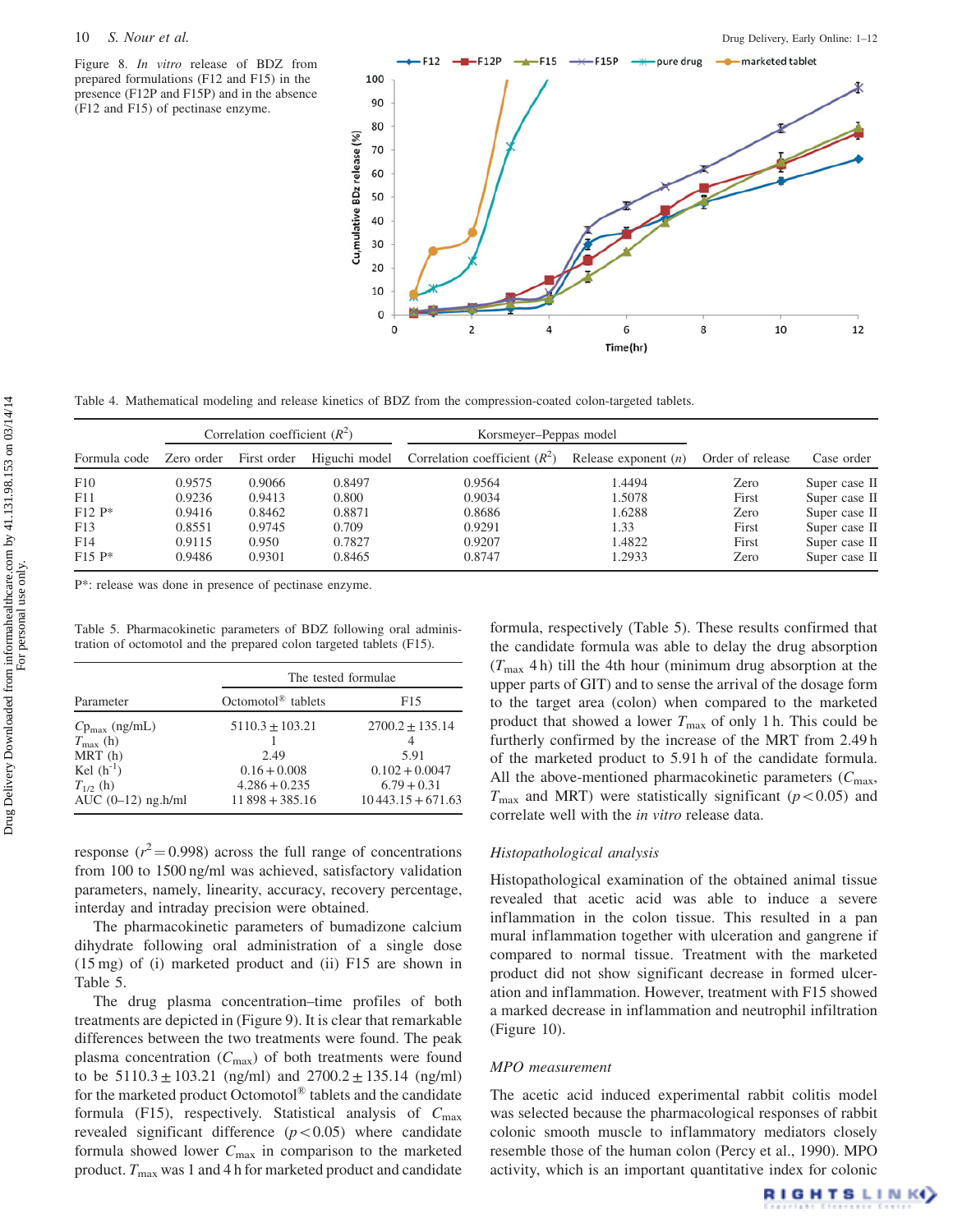Figure 8. *In vitro* release of BDZ from prepared formulations (F12 and F15) in the presence (F12P and F15P) and in the absence (F12 and F15) of pectinase enzyme.

Table 4. Mathematical modeling and release kinetics of BDZ from the compression-coated colon-targeted tablets.

| | Correlation coefficient ($R^2$) | | | Korsmeyer–Peppas model | | | |
|---|---|---|---|---|---|---|---|
| Formula code | Zero order | First order | Higuchi model | Correlation coefficient ($R^2$) | Release exponent ($n$) | Order of release | Case order |
| F10 | 0.9575 | 0.9066 | 0.8497 | 0.9564 | 1.4494 | Zero | Super case II |
| F11 | 0.9236 | 0.9413 | 0.800 | 0.9034 | 1.5078 | First | Super case II |
| F12 P* | 0.9416 | 0.8462 | 0.8871 | 0.8686 | 1.6288 | Zero | Super case II |
| F13 | 0.8551 | 0.9745 | 0.709 | 0.9291 | 1.33 | First | Super case II |
| F14 | 0.9115 | 0.950 | 0.7827 | 0.9207 | 1.4822 | First | Super case II |
| F15 P* | 0.9486 | 0.9301 | 0.8465 | 0.8747 | 1.2933 | Zero | Super case II |

P*: release was done in presence of pectinase enzyme.

Table 5. Pharmacokinetic parameters of BDZ following oral administration of octomotol and the prepared colon targeted tablets (F15).

| | The tested formulae | |
|---|---|---|
| Parameter | Octomotol® tablets | F15 |
| $Cp_{max}$ (ng/mL) | 5110.3 ± 103.21 | 2700.2 ± 135.14 |
| $T_{max}$ (h) | 1 | 4 |
| MRT (h) | 2.49 | 5.91 |
| Kel ($h^{-1}$) | 0.16 + 0.008 | 0.102 + 0.0047 |
| $T_{1/2}$ (h) | 4.286 + 0.235 | 6.79 + 0.31 |
| AUC (0–12) ng.h/ml | 11 898 + 385.16 | 10 443.15 + 671.63 |

response ($r^2 = 0.998$) across the full range of concentrations from 100 to 1500 ng/ml was achieved, satisfactory validation parameters, namely, linearity, accuracy, recovery percentage, interday and intraday precision were obtained.

The pharmacokinetic parameters of bumadizone calcium dihydrate following oral administration of a single dose (15 mg) of (i) marketed product and (ii) F15 are shown in Table 5.

The drug plasma concentration–time profiles of both treatments are depicted in (Figure 9). It is clear that remarkable differences between the two treatments were found. The peak plasma concentration ($C_{max}$) of both treatments were found to be 5110.3 ± 103.21 (ng/ml) and 2700.2 ± 135.14 (ng/ml) for the marketed product Octomotol® tablets and the candidate formula (F15), respectively. Statistical analysis of $C_{max}$ revealed significant difference ($p < 0.05$) where candidate formula showed lower $C_{max}$ in comparison to the marketed product. $T_{max}$ was 1 and 4 h for marketed product and candidate formula, respectively (Table 5). These results confirmed that the candidate formula was able to delay the drug absorption ($T_{max}$ 4 h) till the 4th hour (minimum drug absorption at the upper parts of GIT) and to sense the arrival of the dosage form to the target area (colon) when compared to the marketed product that showed a lower $T_{max}$ of only 1 h. This could be furtherly confirmed by the increase of the MRT from 2.49 h of the marketed product to 5.91 h of the candidate formula. All the above-mentioned pharmacokinetic parameters ($C_{max}$, $T_{max}$ and MRT) were statistically significant ($p < 0.05$) and correlate well with the *in vitro* release data.

### *Histopathological analysis*

Histopathological examination of the obtained animal tissue revealed that acetic acid was able to induce a severe inflammation in the colon tissue. This resulted in a pan mural inflammation together with ulceration and gangrene if compared to normal tissue. Treatment with the marketed product did not show significant decrease in formed ulceration and inflammation. However, treatment with F15 showed a marked decrease in inflammation and neutrophil infiltration (Figure 10).

### *MPO measurement*

The acetic acid induced experimental rabbit colitis model was selected because the pharmacological responses of rabbit colonic smooth muscle to inflammatory mediators closely resemble those of the human colon (Percy et al., 1990). MPO activity, which is an important quantitative index for colonic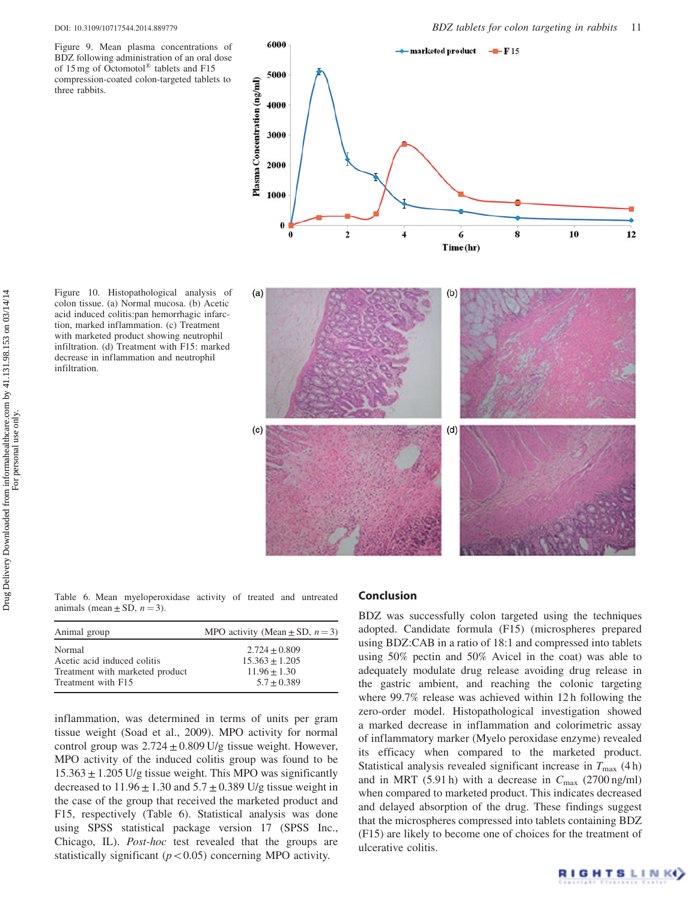Figure 9. Mean plasma concentrations of BDZ following administration of an oral dose of 15 mg of Octomotol® tablets and F15 compression-coated colon-targeted tablets to three rabbits.

Figure 10. Histopathological analysis of colon tissue. (a) Normal mucosa. (b) Acetic acid induced colitis:pan hemorrhagic infarction, marked inflammation. (c) Treatment with marketed product showing neutrophil infiltration. (d) Treatment with F15: marked decrease in inflammation and neutrophil infiltration.

Table 6. Mean myeloperoxidase activity of treated and untreated animals (mean ± SD, $n = 3$).

| Animal group | MPO activity (Mean ± SD, $n = 3$) |
|---|---|
| Normal | 2.724 ± 0.809 |
| Acetic acid induced colitis | 15.363 ± 1.205 |
| Treatment with marketed product | 11.96 ± 1.30 |
| Treatment with F15 | 5.7 ± 0.389 |

inflammation, was determined in terms of units per gram tissue weight (Soad et al., 2009). MPO activity for normal control group was 2.724 ± 0.809 U/g tissue weight. However, MPO activity of the induced colitis group was found to be 15.363 ± 1.205 U/g tissue weight. This MPO was significantly decreased to 11.96 ± 1.30 and 5.7 ± 0.389 U/g tissue weight in the case of the group that received the marketed product and F15, respectively (Table 6). Statistical analysis was done using SPSS statistical package version 17 (SPSS Inc., Chicago, IL). *Post-hoc* test revealed that the groups are statistically significant ($p < 0.05$) concerning MPO activity.

## Conclusion

BDZ was successfully colon targeted using the techniques adopted. Candidate formula (F15) (microspheres prepared using BDZ:CAB in a ratio of 18:1 and compressed into tablets using 50% pectin and 50% Avicel in the coat) was able to adequately modulate drug release avoiding drug release in the gastric ambient, and reaching the colonic targeting where 99.7% release was achieved within 12 h following the zero-order model. Histopathological investigation showed a marked decrease in inflammation and colorimetric assay of inflammatory marker (Myelo peroxidase enzyme) revealed its efficacy when compared to the marketed product. Statistical analysis revealed significant increase in $T_{max}$ (4 h) and in MRT (5.91 h) with a decrease in $C_{max}$ (2700 ng/ml) when compared to marketed product. This indicates decreased and delayed absorption of the drug. These findings suggest that the microspheres compressed into tablets containing BDZ (F15) are likely to become one of choices for the treatment of ulcerative colitis.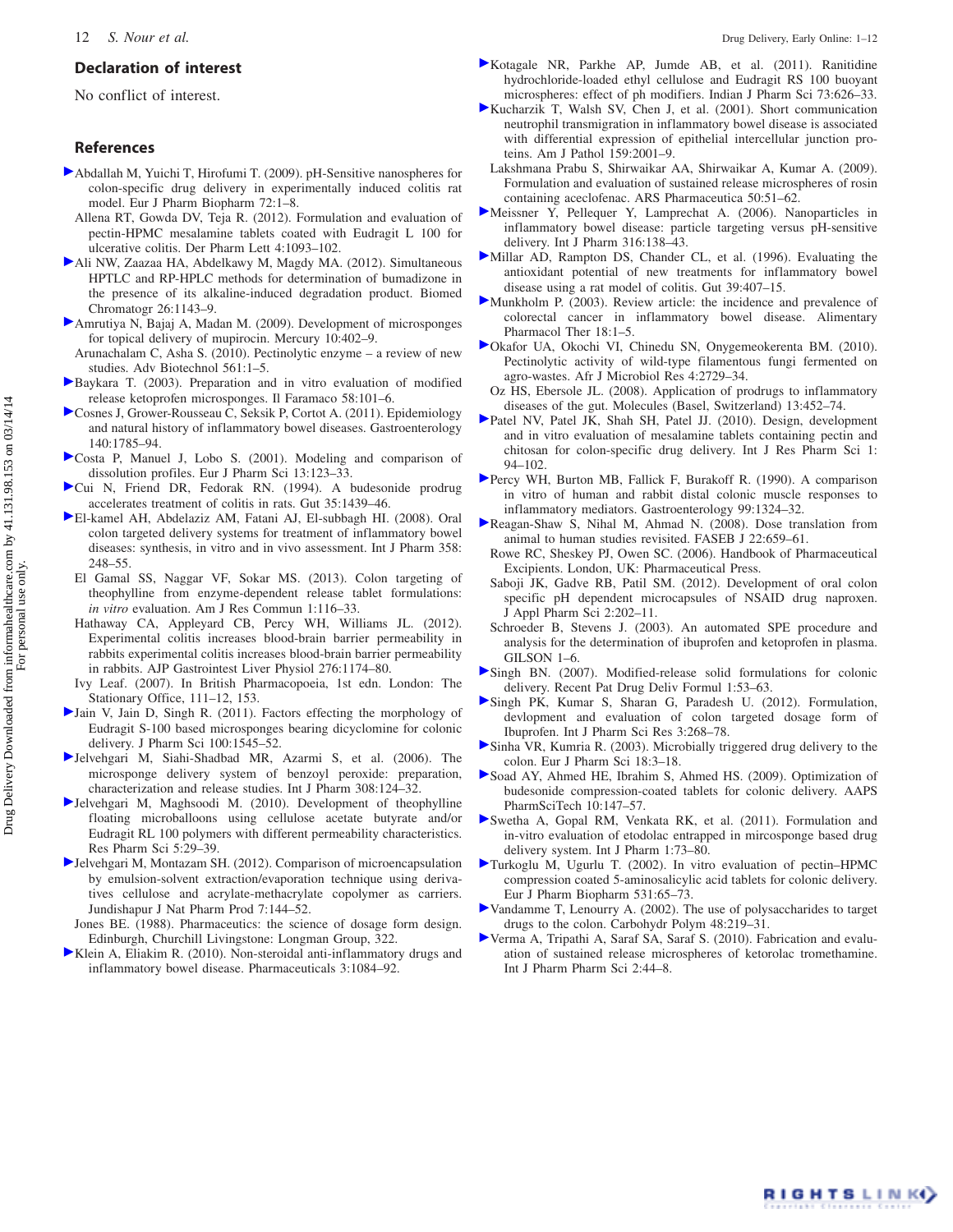## Declaration of interest

No conflict of interest.

## References

Abdallah M, Yuichi T, Hirofumi T. (2009). pH-Sensitive nanospheres for colon-specific drug delivery in experimentally induced colitis rat model. Eur J Pharm Biopharm 72:1–8.

Allena RT, Gowda DV, Teja R. (2012). Formulation and evaluation of pectin-HPMC mesalamine tablets coated with Eudragit L 100 for ulcerative colitis. Der Pharm Lett 4:1093–102.

Ali NW, Zaazaa HA, Abdelkawy M, Magdy MA. (2012). Simultaneous HPTLC and RP-HPLC methods for determination of bumadizone in the presence of its alkaline-induced degradation product. Biomed Chromatogr 26:1143–9.

Amrutiya N, Bajaj A, Madan M. (2009). Development of microsponges for topical delivery of mupirocin. Mercury 10:402–9.

Arunachalam C, Asha S. (2010). Pectinolytic enzyme – a review of new studies. Adv Biotechnol 561:1–5.

Baykara T. (2003). Preparation and in vitro evaluation of modified release ketoprofen microsponges. Il Faramaco 58:101–6.

Cosnes J, Grower-Rousseau C, Seksik P, Cortot A. (2011). Epidemiology and natural history of inflammatory bowel diseases. Gastroenterology 140:1785–94.

Costa P, Manuel J, Lobo S. (2001). Modeling and comparison of dissolution profiles. Eur J Pharm Sci 13:123–33.

Cui N, Friend DR, Fedorak RN. (1994). A budesonide prodrug accelerates treatment of colitis in rats. Gut 35:1439–46.

El-kamel AH, Abdelaziz AM, Fatani AJ, El-subbagh HI. (2008). Oral colon targeted delivery systems for treatment of inflammatory bowel diseases: synthesis, in vitro and in vivo assessment. Int J Pharm 358: 248–55.

El Gamal SS, Naggar VF, Sokar MS. (2013). Colon targeting of theophylline from enzyme-dependent release tablet formulations: *in vitro* evaluation. Am J Res Commun 1:116–33.

Hathaway CA, Appleyard CB, Percy WH, Williams JL. (2012). Experimental colitis increases blood-brain barrier permeability in rabbits experimental colitis increases blood-brain barrier permeability in rabbits. AJP Gastrointest Liver Physiol 276:1174–80.

Ivy Leaf. (2007). In British Pharmacopoeia, 1st edn. London: The Stationary Office, 111–12, 153.

Jain V, Jain D, Singh R. (2011). Factors effecting the morphology of Eudragit S-100 based microsponges bearing dicyclomine for colonic delivery. J Pharm Sci 100:1545–52.

Jelvehgari M, Siahi-Shadbad MR, Azarmi S, et al. (2006). The microsponge delivery system of benzoyl peroxide: preparation, characterization and release studies. Int J Pharm 308:124–32.

Jelvehgari M, Maghsoodi M. (2010). Development of theophylline floating microballoons using cellulose acetate butyrate and/or Eudragit RL 100 polymers with different permeability characteristics. Res Pharm Sci 5:29–39.

Jelvehgari M, Montazam SH. (2012). Comparison of microencapsulation by emulsion-solvent extraction/evaporation technique using derivatives cellulose and acrylate-methacrylate copolymer as carriers. Jundishapur J Nat Pharm Prod 7:144–52.

Jones BE. (1988). Pharmaceutics: the science of dosage form design. Edinburgh, Churchill Livingstone: Longman Group, 322.

Klein A, Eliakim R. (2010). Non-steroidal anti-inflammatory drugs and inflammatory bowel disease. Pharmaceuticals 3:1084–92.

Kotagale NR, Parkhe AP, Jumde AB, et al. (2011). Ranitidine hydrochloride-loaded ethyl cellulose and Eudragit RS 100 buoyant microspheres: effect of ph modifiers. Indian J Pharm Sci 73:626–33.

Kucharzik T, Walsh SV, Chen J, et al. (2001). Short communication neutrophil transmigration in inflammatory bowel disease is associated with differential expression of epithelial intercellular junction proteins. Am J Pathol 159:2001–9.

Lakshmana Prabu S, Shirwaikar AA, Shirwaikar A, Kumar A. (2009). Formulation and evaluation of sustained release microspheres of rosin containing aceclofenac. ARS Pharmaceutica 50:51–62.

Meissner Y, Pellequer Y, Lamprechat A. (2006). Nanoparticles in inflammatory bowel disease: particle targeting versus pH-sensitive delivery. Int J Pharm 316:138–43.

Millar AD, Rampton DS, Chander CL, et al. (1996). Evaluating the antioxidant potential of new treatments for inflammatory bowel disease using a rat model of colitis. Gut 39:407–15.

Munkholm P. (2003). Review article: the incidence and prevalence of colorectal cancer in inflammatory bowel disease. Alimentary Pharmacol Ther 18:1–5.

Okafor UA, Okochi VI, Chinedu SN, Onygemeokerenta BM. (2010). Pectinolytic activity of wild-type filamentous fungi fermented on agro-wastes. Afr J Microbiol Res 4:2729–34.

Oz HS, Ebersole JL. (2008). Application of prodrugs to inflammatory diseases of the gut. Molecules (Basel, Switzerland) 13:452–74.

Patel NV, Patel JK, Shah SH, Patel JJ. (2010). Design, development and in vitro evaluation of mesalamine tablets containing pectin and chitosan for colon-specific drug delivery. Int J Res Pharm Sci 1: 94–102.

Percy WH, Burton MB, Fallick F, Burakoff R. (1990). A comparison in vitro of human and rabbit distal colonic muscle responses to inflammatory mediators. Gastroenterology 99:1324–32.

Reagan-Shaw S, Nihal M, Ahmad N. (2008). Dose translation from animal to human studies revisited. FASEB J 22:659–61.

Rowe RC, Sheskey PJ, Owen SC. (2006). Handbook of Pharmaceutical Excipients. London, UK: Pharmaceutical Press.

Saboji JK, Gadve RB, Patil SM. (2012). Development of oral colon specific pH dependent microcapsules of NSAID drug naproxen. J Appl Pharm Sci 2:202–11.

Schroeder B, Stevens J. (2003). An automated SPE procedure and analysis for the determination of ibuprofen and ketoprofen in plasma. GILSON 1–6.

Singh BN. (2007). Modified-release solid formulations for colonic delivery. Recent Pat Drug Deliv Formul 1:53–63.

Singh PK, Kumar S, Sharan G, Paradesh U. (2012). Formulation, devlopment and evaluation of colon targeted dosage form of Ibuprofen. Int J Pharm Sci Res 3:268–78.

Sinha VR, Kumria R. (2003). Microbially triggered drug delivery to the colon. Eur J Pharm Sci 18:3–18.

Soad AY, Ahmed HE, Ibrahim S, Ahmed HS. (2009). Optimization of budesonide compression-coated tablets for colonic delivery. AAPS PharmSciTech 10:147–57.

Swetha A, Gopal RM, Venkata RK, et al. (2011). Formulation and in-vitro evaluation of etodolac entrapped in mircosponge based drug delivery system. Int J Pharm 1:73–80.

Turkoglu M, Ugurlu T. (2002). In vitro evaluation of pectin–HPMC compression coated 5-aminosalicylic acid tablets for colonic delivery. Eur J Pharm Biopharm 531:65–73.

Vandamme T, Lenourry A. (2002). The use of polysaccharides to target drugs to the colon. Carbohydr Polym 48:219–31.

Verma A, Tripathi A, Saraf SA, Saraf S. (2010). Fabrication and evaluation of sustained release microspheres of ketorolac tromethamine. Int J Pharm Pharm Sci 2:44–8.